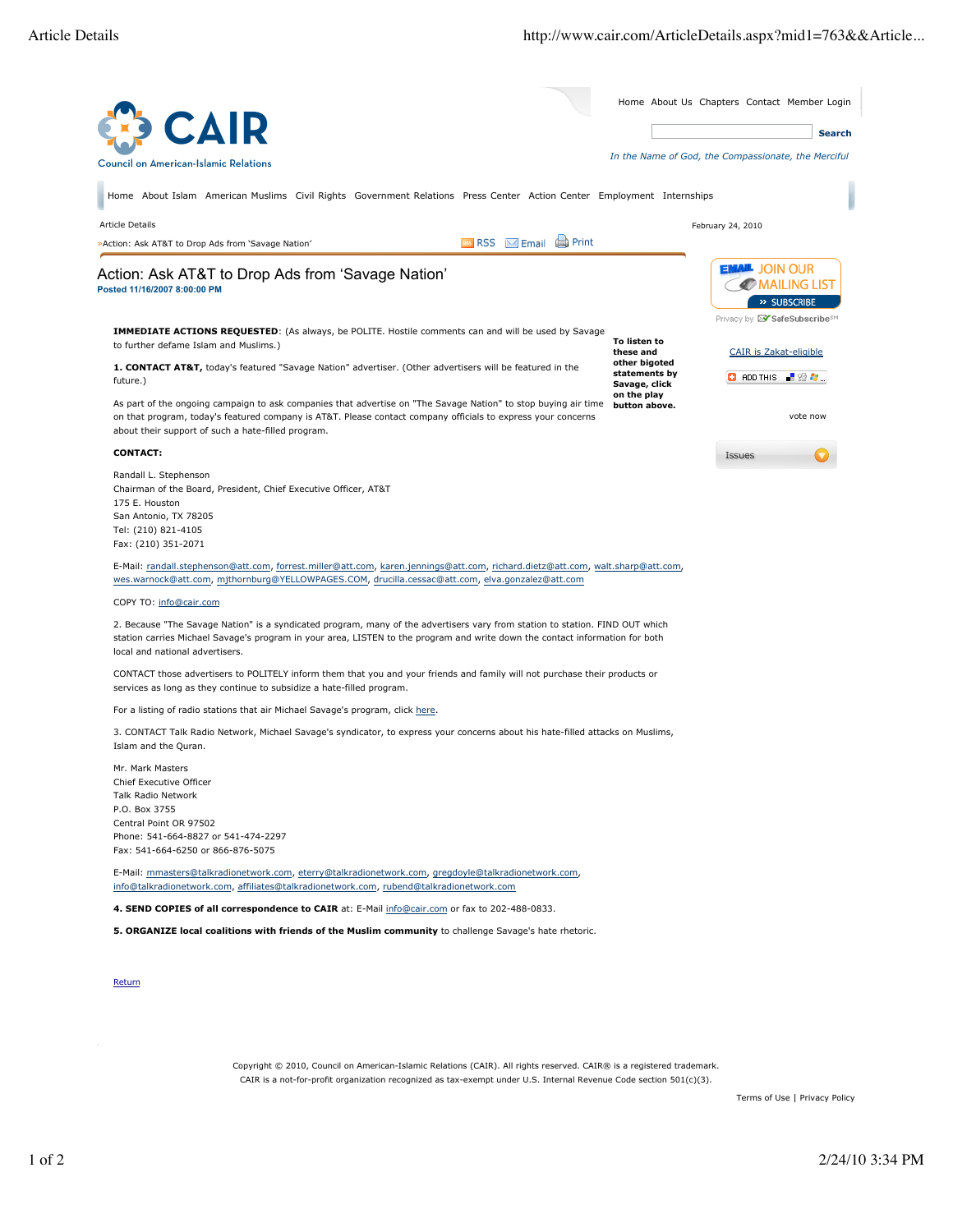Council on American-Islamic Relations

Home About Us Chapters Contact Member Login

Search

*In the Name of God, the Compassionate, the Merciful*

Home About Islam American Muslims Civil Rights Government Relations Press Center Action Center Employment Internships

Article Details

February 24, 2010

»Action: Ask AT&T to Drop Ads from 'Savage Nation'

RSS Email Print

# Action: Ask AT&T to Drop Ads from 'Savage Nation'

**Posted 11/16/2007 8:00:00 PM**

**IMMEDIATE ACTIONS REQUESTED**: (As always, be POLITE. Hostile comments can and will be used by Savage to further defame Islam and Muslims.)

**To listen to these and other bigoted statements by Savage, click on the play button above.**

**1. CONTACT AT&T,** today's featured "Savage Nation" advertiser. (Other advertisers will be featured in the future.)

As part of the ongoing campaign to ask companies that advertise on "The Savage Nation" to stop buying air time on that program, today's featured company is AT&T. Please contact company officials to express your concerns about their support of such a hate-filled program.

**CONTACT:**

Randall L. Stephenson
Chairman of the Board, President, Chief Executive Officer, AT&T
175 E. Houston
San Antonio, TX 78205
Tel: (210) 821-4105
Fax: (210) 351-2071

E-Mail: randall.stephenson@att.com, forrest.miller@att.com, karen.jennings@att.com, richard.dietz@att.com, walt.sharp@att.com, wes.warnock@att.com, mjthornburg@YELLOWPAGES.COM, drucilla.cessac@att.com, elva.gonzalez@att.com

COPY TO: info@cair.com

2. Because "The Savage Nation" is a syndicated program, many of the advertisers vary from station to station. FIND OUT which station carries Michael Savage's program in your area, LISTEN to the program and write down the contact information for both local and national advertisers.

CONTACT those advertisers to POLITELY inform them that you and your friends and family will not purchase their products or services as long as they continue to subsidize a hate-filled program.

For a listing of radio stations that air Michael Savage's program, click here.

3. CONTACT Talk Radio Network, Michael Savage's syndicator, to express your concerns about his hate-filled attacks on Muslims, Islam and the Quran.

Mr. Mark Masters
Chief Executive Officer
Talk Radio Network
P.O. Box 3755
Central Point OR 97502
Phone: 541-664-8827 or 541-474-2297
Fax: 541-664-6250 or 866-876-5075

E-Mail: mmasters@talkradionetwork.com, eterry@talkradionetwork.com, gregdoyle@talkradionetwork.com, info@talkradionetwork.com, affiliates@talkradionetwork.com, rubend@talkradionetwork.com

**4. SEND COPIES of all correspondence to CAIR** at: E-Mail info@cair.com or fax to 202-488-0833.

**5. ORGANIZE local coalitions with friends of the Muslim community** to challenge Savage's hate rhetoric.

Return

EMAIL JOIN OUR MAILING LIST
» SUBSCRIBE
Privacy by SafeSubscribe℠

CAIR is Zakat-eligible

ADD THIS

vote now

Issues

Copyright © 2010, Council on American-Islamic Relations (CAIR). All rights reserved. CAIR® is a registered trademark.
CAIR is a not-for-profit organization recognized as tax-exempt under U.S. Internal Revenue Code section 501(c)(3).

Terms of Use | Privacy Policy